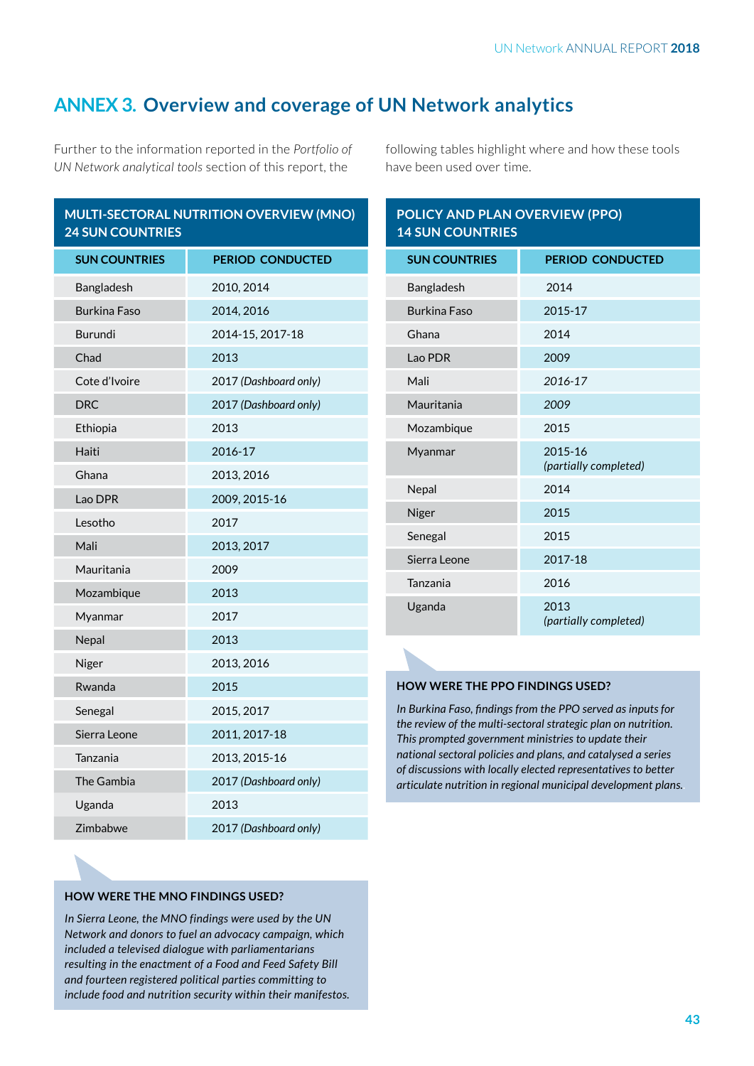# ANNEX 3. Overview and coverage of UN Network analytics

Further to the information reported in the *Portfolio of UN Network analytical tools* section of this report, the following tables highlight where and how these tools have been used over time.

## MULTI-SECTORAL NUTRITION OVERVIEW (MNO) 24 SUN COUNTRIES

| SUN COUNTRIES | PERIOD CONDUCTED |
|---|---|
| Bangladesh | 2010, 2014 |
| Burkina Faso | 2014, 2016 |
| Burundi | 2014-15, 2017-18 |
| Chad | 2013 |
| Cote d'Ivoire | 2017 *(Dashboard only)* |
| DRC | 2017 *(Dashboard only)* |
| Ethiopia | 2013 |
| Haiti | 2016-17 |
| Ghana | 2013, 2016 |
| Lao DPR | 2009, 2015-16 |
| Lesotho | 2017 |
| Mali | 2013, 2017 |
| Mauritania | 2009 |
| Mozambique | 2013 |
| Myanmar | 2017 |
| Nepal | 2013 |
| Niger | 2013, 2016 |
| Rwanda | 2015 |
| Senegal | 2015, 2017 |
| Sierra Leone | 2011, 2017-18 |
| Tanzania | 2013, 2015-16 |
| The Gambia | 2017 *(Dashboard only)* |
| Uganda | 2013 |
| Zimbabwe | 2017 *(Dashboard only)* |

### HOW WERE THE MNO FINDINGS USED?

*In Sierra Leone, the MNO findings were used by the UN Network and donors to fuel an advocacy campaign, which included a televised dialogue with parliamentarians resulting in the enactment of a Food and Feed Safety Bill and fourteen registered political parties committing to include food and nutrition security within their manifestos.*

## POLICY AND PLAN OVERVIEW (PPO) 14 SUN COUNTRIES

| SUN COUNTRIES | PERIOD CONDUCTED |
|---|---|
| Bangladesh | 2014 |
| Burkina Faso | 2015-17 |
| Ghana | 2014 |
| Lao PDR | 2009 |
| Mali | *2016-17* |
| Mauritania | *2009* |
| Mozambique | 2015 |
| Myanmar | 2015-16 *(partially completed)* |
| Nepal | 2014 |
| Niger | 2015 |
| Senegal | 2015 |
| Sierra Leone | 2017-18 |
| Tanzania | 2016 |
| Uganda | 2013 *(partially completed)* |

### HOW WERE THE PPO FINDINGS USED?

*In Burkina Faso, findings from the PPO served as inputs for the review of the multi-sectoral strategic plan on nutrition. This prompted government ministries to update their national sectoral policies and plans, and catalysed a series of discussions with locally elected representatives to better articulate nutrition in regional municipal development plans.*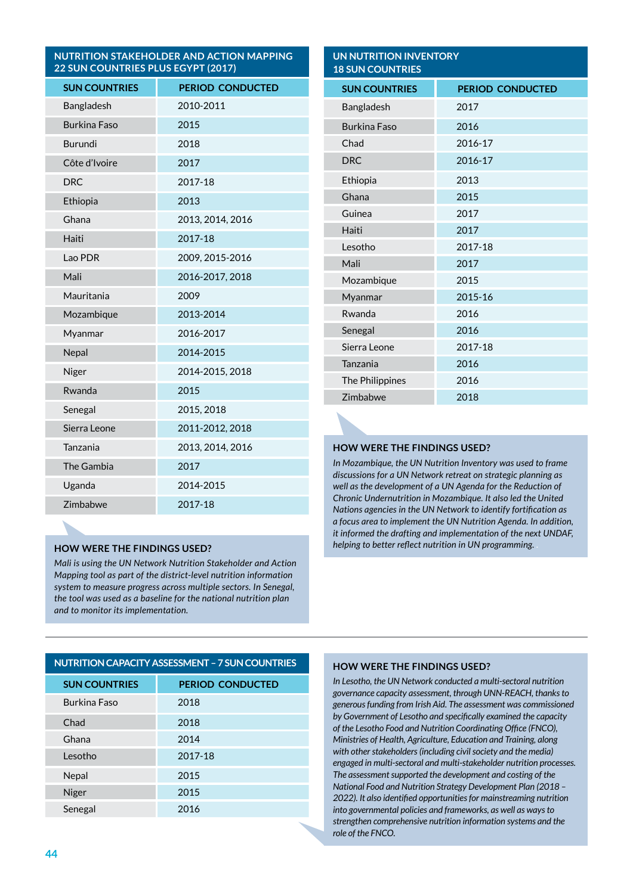## NUTRITION STAKEHOLDER AND ACTION MAPPING 22 SUN COUNTRIES PLUS EGYPT (2017)

| SUN COUNTRIES | PERIOD CONDUCTED |
|---|---|
| Bangladesh | 2010-2011 |
| Burkina Faso | 2015 |
| Burundi | 2018 |
| Côte d'Ivoire | 2017 |
| DRC | 2017-18 |
| Ethiopia | 2013 |
| Ghana | 2013, 2014, 2016 |
| Haiti | 2017-18 |
| Lao PDR | 2009, 2015-2016 |
| Mali | 2016-2017, 2018 |
| Mauritania | 2009 |
| Mozambique | 2013-2014 |
| Myanmar | 2016-2017 |
| Nepal | 2014-2015 |
| Niger | 2014-2015, 2018 |
| Rwanda | 2015 |
| Senegal | 2015, 2018 |
| Sierra Leone | 2011-2012, 2018 |
| Tanzania | 2013, 2014, 2016 |
| The Gambia | 2017 |
| Uganda | 2014-2015 |
| Zimbabwe | 2017-18 |

### HOW WERE THE FINDINGS USED?

*Mali is using the UN Network Nutrition Stakeholder and Action Mapping tool as part of the district-level nutrition information system to measure progress across multiple sectors. In Senegal, the tool was used as a baseline for the national nutrition plan and to monitor its implementation.*

## UN NUTRITION INVENTORY 18 SUN COUNTRIES

| SUN COUNTRIES | PERIOD CONDUCTED |
|---|---|
| Bangladesh | 2017 |
| Burkina Faso | 2016 |
| Chad | 2016-17 |
| DRC | 2016-17 |
| Ethiopia | 2013 |
| Ghana | 2015 |
| Guinea | 2017 |
| Haiti | 2017 |
| Lesotho | 2017-18 |
| Mali | 2017 |
| Mozambique | 2015 |
| Myanmar | 2015-16 |
| Rwanda | 2016 |
| Senegal | 2016 |
| Sierra Leone | 2017-18 |
| Tanzania | 2016 |
| The Philippines | 2016 |
| Zimbabwe | 2018 |

### HOW WERE THE FINDINGS USED?

*In Mozambique, the UN Nutrition Inventory was used to frame discussions for a UN Network retreat on strategic planning as well as the development of a UN Agenda for the Reduction of Chronic Undernutrition in Mozambique. It also led the United Nations agencies in the UN Network to identify fortification as a focus area to implement the UN Nutrition Agenda. In addition, it informed the drafting and implementation of the next UNDAF, helping to better reflect nutrition in UN programming.*

## NUTRITION CAPACITY ASSESSMENT – 7 SUN COUNTRIES

| SUN COUNTRIES | PERIOD CONDUCTED |
|---|---|
| Burkina Faso | 2018 |
| Chad | 2018 |
| Ghana | 2014 |
| Lesotho | 2017-18 |
| Nepal | 2015 |
| Niger | 2015 |
| Senegal | 2016 |

### HOW WERE THE FINDINGS USED?

*In Lesotho, the UN Network conducted a multi-sectoral nutrition governance capacity assessment, through UNN-REACH, thanks to generous funding from Irish Aid. The assessment was commissioned by Government of Lesotho and specifically examined the capacity of the Lesotho Food and Nutrition Coordinating Office (FNCO), Ministries of Health, Agriculture, Education and Training, along with other stakeholders (including civil society and the media) engaged in multi-sectoral and multi-stakeholder nutrition processes. The assessment supported the development and costing of the National Food and Nutrition Strategy Development Plan (2018 – 2022). It also identified opportunities for mainstreaming nutrition into governmental policies and frameworks, as well as ways to strengthen comprehensive nutrition information systems and the role of the FNCO.*